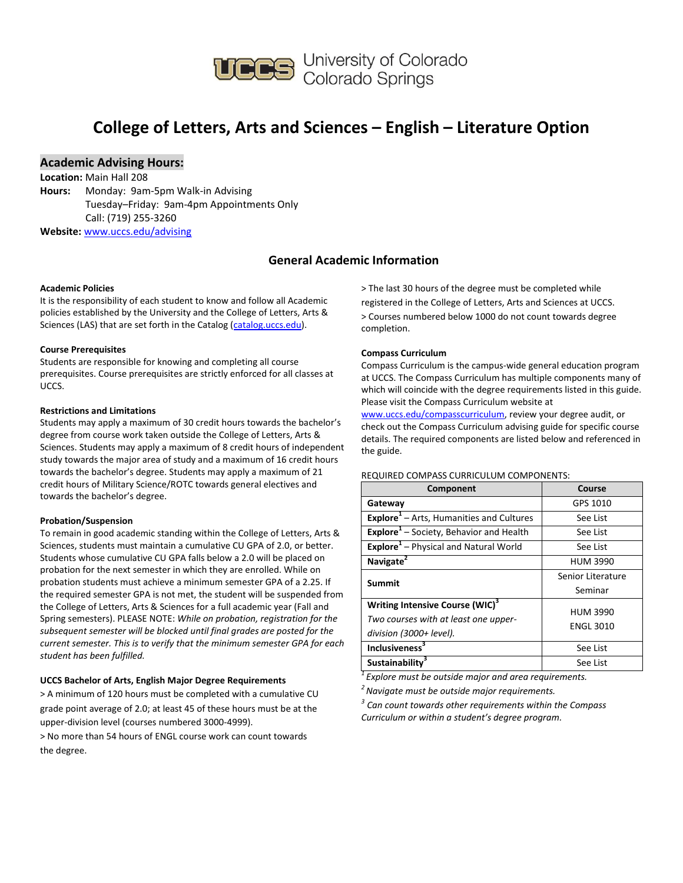University of Colorado Colorado Springs

# College of Letters, Arts and Sciences – English – Literature Option

## Academic Advising Hours:

**Location:** Main Hall 208
**Hours:** Monday: 9am-5pm Walk-in Advising
Tuesday–Friday: 9am-4pm Appointments Only
Call: (719) 255-3260
**Website:** www.uccs.edu/advising

## General Academic Information

**Academic Policies**
It is the responsibility of each student to know and follow all Academic policies established by the University and the College of Letters, Arts & Sciences (LAS) that are set forth in the Catalog (catalog.uccs.edu).

**Course Prerequisites**
Students are responsible for knowing and completing all course prerequisites. Course prerequisites are strictly enforced for all classes at UCCS.

**Restrictions and Limitations**
Students may apply a maximum of 30 credit hours towards the bachelor's degree from course work taken outside the College of Letters, Arts & Sciences. Students may apply a maximum of 8 credit hours of independent study towards the major area of study and a maximum of 16 credit hours towards the bachelor's degree. Students may apply a maximum of 21 credit hours of Military Science/ROTC towards general electives and towards the bachelor's degree.

**Probation/Suspension**
To remain in good academic standing within the College of Letters, Arts & Sciences, students must maintain a cumulative CU GPA of 2.0, or better. Students whose cumulative CU GPA falls below a 2.0 will be placed on probation for the next semester in which they are enrolled. While on probation students must achieve a minimum semester GPA of a 2.25. If the required semester GPA is not met, the student will be suspended from the College of Letters, Arts & Sciences for a full academic year (Fall and Spring semesters). PLEASE NOTE: *While on probation, registration for the subsequent semester will be blocked until final grades are posted for the current semester. This is to verify that the minimum semester GPA for each student has been fulfilled.*

**UCCS Bachelor of Arts, English Major Degree Requirements**
> A minimum of 120 hours must be completed with a cumulative CU grade point average of 2.0; at least 45 of these hours must be at the upper-division level (courses numbered 3000-4999).
> No more than 54 hours of ENGL course work can count towards the degree.
> The last 30 hours of the degree must be completed while registered in the College of Letters, Arts and Sciences at UCCS.
> Courses numbered below 1000 do not count towards degree completion.

**Compass Curriculum**
Compass Curriculum is the campus-wide general education program at UCCS. The Compass Curriculum has multiple components many of which will coincide with the degree requirements listed in this guide. Please visit the Compass Curriculum website at www.uccs.edu/compasscurriculum, review your degree audit, or check out the Compass Curriculum advising guide for specific course details. The required components are listed below and referenced in the guide.

REQUIRED COMPASS CURRICULUM COMPONENTS:

| Component | Course |
|---|---|
| **Gateway** | GPS 1010 |
| **Explore**[1] – Arts, Humanities and Cultures | See List |
| **Explore**[1] – Society, Behavior and Health | See List |
| **Explore**[1] – Physical and Natural World | See List |
| **Navigate**[2] | HUM 3990 |
| **Summit** | Senior Literature Seminar |
| **Writing Intensive Course (WIC)**[3] *Two courses with at least one upper-division (3000+ level).* | HUM 3990 ENGL 3010 |
| **Inclusiveness**[3] | See List |
| **Sustainability**[3] | See List |

[1] *Explore must be outside major and area requirements.*
[2] *Navigate must be outside major requirements.*
[3] *Can count towards other requirements within the Compass Curriculum or within a student's degree program.*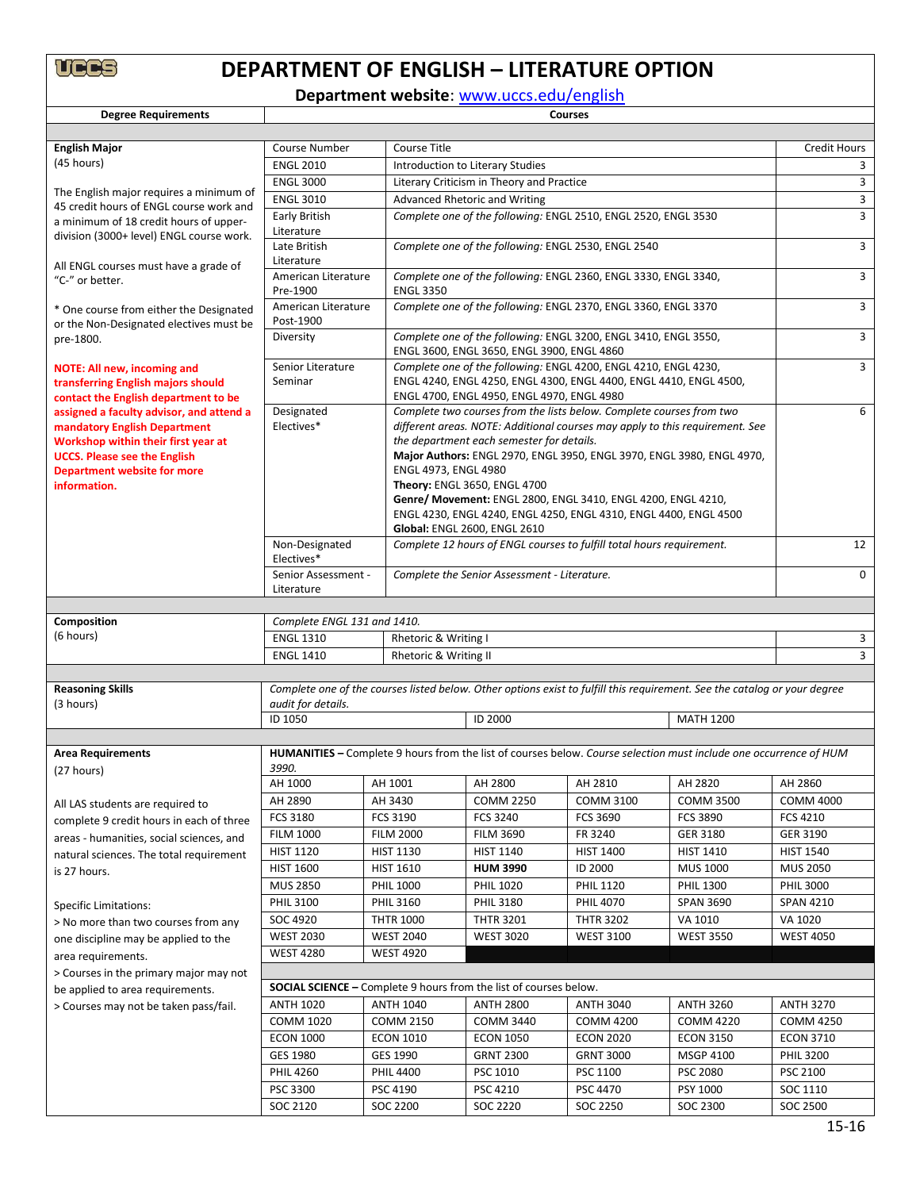# DEPARTMENT OF ENGLISH – LITERATURE OPTION

**Department website**: www.uccs.edu/english

| Degree Requirements | Course Number | Course Title | Credit Hours |
|---|---|---|---|
| **English Major** (45 hours) | ENGL 2010 | Introduction to Literary Studies | 3 |
| The English major requires a minimum of 45 credit hours of ENGL course work and a minimum of 18 credit hours of upper-division (3000+ level) ENGL course work. | ENGL 3000 | Literary Criticism in Theory and Practice | 3 |
| All ENGL courses must have a grade of "C-" or better. | ENGL 3010 | Advanced Rhetoric and Writing | 3 |
| * One course from either the Designated or the Non-Designated electives must be pre-1800. | Early British Literature | *Complete one of the following:* ENGL 2510, ENGL 2520, ENGL 3530 | 3 |
| **NOTE: All new, incoming and transferring English majors should contact the English department to be assigned a faculty advisor, and attend a mandatory English Department Workshop within their first year at UCCS. Please see the English Department website for more information.** | Late British Literature | *Complete one of the following:* ENGL 2530, ENGL 2540 | 3 |
| | American Literature Pre-1900 | *Complete one of the following:* ENGL 2360, ENGL 3330, ENGL 3340, ENGL 3350 | 3 |
| | American Literature Post-1900 | *Complete one of the following:* ENGL 2370, ENGL 3360, ENGL 3370 | 3 |
| | Diversity | *Complete one of the following:* ENGL 3200, ENGL 3410, ENGL 3550, ENGL 3600, ENGL 3650, ENGL 3900, ENGL 4860 | 3 |
| | Senior Literature Seminar | *Complete one of the following:* ENGL 4200, ENGL 4210, ENGL 4230, ENGL 4240, ENGL 4250, ENGL 4300, ENGL 4400, ENGL 4410, ENGL 4500, ENGL 4700, ENGL 4950, ENGL 4970, ENGL 4980 | 3 |
| | Designated Electives* | *Complete two courses from the lists below. Complete courses from two different areas. NOTE: Additional courses may apply to this requirement. See the department each semester for details.* **Major Authors:** ENGL 2970, ENGL 3950, ENGL 3970, ENGL 3980, ENGL 4970, ENGL 4973, ENGL 4980 **Theory:** ENGL 3650, ENGL 4700 **Genre/ Movement:** ENGL 2800, ENGL 3410, ENGL 4200, ENGL 4210, ENGL 4230, ENGL 4240, ENGL 4250, ENGL 4310, ENGL 4400, ENGL 4500 **Global:** ENGL 2600, ENGL 2610 | 6 |
| | Non-Designated Electives* | *Complete 12 hours of ENGL courses to fulfill total hours requirement.* | 12 |
| | Senior Assessment - Literature | *Complete the Senior Assessment - Literature.* | 0 |

| Degree Requirements | Courses | | |
|---|---|---|---|
| **Composition** (6 hours) | *Complete ENGL 131 and 1410.* | | |
| | ENGL 1310 | Rhetoric & Writing I | 3 |
| | ENGL 1410 | Rhetoric & Writing II | 3 |

| Degree Requirements | Courses | | |
|---|---|---|---|
| **Reasoning Skills** (3 hours) | *Complete one of the courses listed below. Other options exist to fulfill this requirement. See the catalog or your degree audit for details.* | | |
| | ID 1050 | ID 2000 | MATH 1200 |

**Area Requirements** (27 hours)

All LAS students are required to complete 9 credit hours in each of three areas - humanities, social sciences, and natural sciences. The total requirement is 27 hours.

Specific Limitations:
> No more than two courses from any one discipline may be applied to the area requirements.
> Courses in the primary major may not be applied to area requirements.
> Courses may not be taken pass/fail.

**HUMANITIES –** Complete 9 hours from the list of courses below. *Course selection must include one occurrence of HUM 3990.*

| | | | | | |
|---|---|---|---|---|---|
| AH 1000 | AH 1001 | AH 2800 | AH 2810 | AH 2820 | AH 2860 |
| AH 2890 | AH 3430 | COMM 2250 | COMM 3100 | COMM 3500 | COMM 4000 |
| FCS 3180 | FCS 3190 | FCS 3240 | FCS 3690 | FCS 3890 | FCS 4210 |
| FILM 1000 | FILM 2000 | FILM 3690 | FR 3240 | GER 3180 | GER 3190 |
| HIST 1120 | HIST 1130 | HIST 1140 | HIST 1400 | HIST 1410 | HIST 1540 |
| HIST 1600 | HIST 1610 | **HUM 3990** | ID 2000 | MUS 1000 | MUS 2050 |
| MUS 2850 | PHIL 1000 | PHIL 1020 | PHIL 1120 | PHIL 1300 | PHIL 3000 |
| PHIL 3100 | PHIL 3160 | PHIL 3180 | PHIL 4070 | SPAN 3690 | SPAN 4210 |
| SOC 4920 | THTR 1000 | THTR 3201 | THTR 3202 | VA 1010 | VA 1020 |
| WEST 2030 | WEST 2040 | WEST 3020 | WEST 3100 | WEST 3550 | WEST 4050 |
| WEST 4280 | WEST 4920 | | | | |

**SOCIAL SCIENCE –** Complete 9 hours from the list of courses below.

| | | | | | |
|---|---|---|---|---|---|
| ANTH 1020 | ANTH 1040 | ANTH 2800 | ANTH 3040 | ANTH 3260 | ANTH 3270 |
| COMM 1020 | COMM 2150 | COMM 3440 | COMM 4200 | COMM 4220 | COMM 4250 |
| ECON 1000 | ECON 1010 | ECON 1050 | ECON 2020 | ECON 3150 | ECON 3710 |
| GES 1980 | GES 1990 | GRNT 2300 | GRNT 3000 | MSGP 4100 | PHIL 3200 |
| PHIL 4260 | PHIL 4400 | PSC 1010 | PSC 1100 | PSC 2080 | PSC 2100 |
| PSC 3300 | PSC 4190 | PSC 4210 | PSC 4470 | PSY 1000 | SOC 1110 |
| SOC 2120 | SOC 2200 | SOC 2220 | SOC 2250 | SOC 2300 | SOC 2500 |

15-16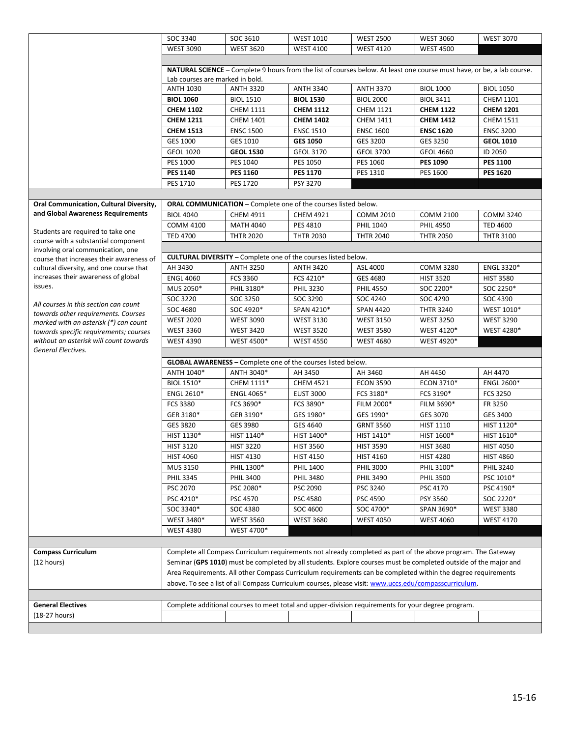| | | | | | |
|---|---|---|---|---|---|
| SOC 3340 | SOC 3610 | WEST 1010 | WEST 2500 | WEST 3060 | WEST 3070 |
| WEST 3090 | WEST 3620 | WEST 4100 | WEST 4120 | WEST 4500 | |

**NATURAL SCIENCE –** Complete 9 hours from the list of courses below. At least one course must have, or be, a lab course. Lab courses are marked in bold.

| | | | | | |
|---|---|---|---|---|---|
| ANTH 1030 | ANTH 3320 | ANTH 3340 | ANTH 3370 | BIOL 1000 | BIOL 1050 |
| **BIOL 1060** | BIOL 1510 | **BIOL 1530** | BIOL 2000 | BIOL 3411 | CHEM 1101 |
| **CHEM 1102** | CHEM 1111 | **CHEM 1112** | CHEM 1121 | **CHEM 1122** | **CHEM 1201** |
| **CHEM 1211** | CHEM 1401 | **CHEM 1402** | CHEM 1411 | **CHEM 1412** | CHEM 1511 |
| **CHEM 1513** | ENSC 1500 | ENSC 1510 | ENSC 1600 | **ENSC 1620** | ENSC 3200 |
| GES 1000 | GES 1010 | **GES 1050** | GES 3200 | GES 3250 | **GEOL 1010** |
| GEOL 1020 | **GEOL 1530** | GEOL 3170 | GEOL 3700 | GEOL 4660 | ID 2050 |
| PES 1000 | PES 1040 | PES 1050 | PES 1060 | **PES 1090** | **PES 1100** |
| **PES 1140** | **PES 1160** | **PES 1170** | PES 1310 | PES 1600 | **PES 1620** |
| PES 1710 | PES 1720 | PSY 3270 | | | |

## Oral Communication, Cultural Diversity, and Global Awareness Requirements

Students are required to take one course with a substantial component involving oral communication, one course that increases their awareness of cultural diversity, and one course that increases their awareness of global issues.

*All courses in this section can count towards other requirements. Courses marked with an asterisk (*) can count towards specific requirements; courses without an asterisk will count towards General Electives.*

**ORAL COMMUNICATION –** Complete one of the courses listed below.

| | | | | | |
|---|---|---|---|---|---|
| BIOL 4040 | CHEM 4911 | CHEM 4921 | COMM 2010 | COMM 2100 | COMM 3240 |
| COMM 4100 | MATH 4040 | PES 4810 | PHIL 1040 | PHIL 4950 | TED 4600 |
| TED 4700 | THTR 2020 | THTR 2030 | THTR 2040 | THTR 2050 | THTR 3100 |

**CULTURAL DIVERSITY –** Complete one of the courses listed below.

| | | | | | |
|---|---|---|---|---|---|
| AH 3430 | ANTH 3250 | ANTH 3420 | ASL 4000 | COMM 3280 | ENGL 3320* |
| ENGL 4060 | FCS 3360 | FCS 4210* | GES 4680 | HIST 3520 | HIST 3580 |
| MUS 2050* | PHIL 3180* | PHIL 3230 | PHIL 4550 | SOC 2200* | SOC 2250* |
| SOC 3220 | SOC 3250 | SOC 3290 | SOC 4240 | SOC 4290 | SOC 4390 |
| SOC 4680 | SOC 4920* | SPAN 4210* | SPAN 4420 | THTR 3240 | WEST 1010* |
| WEST 2020 | WEST 3090 | WEST 3130 | WEST 3150 | WEST 3250 | WEST 3290 |
| WEST 3360 | WEST 3420 | WEST 3520 | WEST 3580 | WEST 4120* | WEST 4280* |
| WEST 4390 | WEST 4500* | WEST 4550 | WEST 4680 | WEST 4920* | |

**GLOBAL AWARENESS –** Complete one of the courses listed below.

| | | | | | |
|---|---|---|---|---|---|
| ANTH 1040* | ANTH 3040* | AH 3450 | AH 3460 | AH 4450 | AH 4470 |
| BIOL 1510* | CHEM 1111* | CHEM 4521 | ECON 3590 | ECON 3710* | ENGL 2600* |
| ENGL 2610* | ENGL 4065* | EUST 3000 | FCS 3180* | FCS 3190* | FCS 3250 |
| FCS 3380 | FCS 3690* | FCS 3890* | FILM 2000* | FILM 3690* | FR 3250 |
| GER 3180* | GER 3190* | GES 1980* | GES 1990* | GES 3070 | GES 3400 |
| GES 3820 | GES 3980 | GES 4640 | GRNT 3560 | HIST 1110 | HIST 1120* |
| HIST 1130* | HIST 1140* | HIST 1400* | HIST 1410* | HIST 1600* | HIST 1610* |
| HIST 3120 | HIST 3220 | HIST 3560 | HIST 3590 | HIST 3680 | HIST 4050 |
| HIST 4060 | HIST 4130 | HIST 4150 | HIST 4160 | HIST 4280 | HIST 4860 |
| MUS 3150 | PHIL 1300* | PHIL 1400 | PHIL 3000 | PHIL 3100* | PHIL 3240 |
| PHIL 3345 | PHIL 3400 | PHIL 3480 | PHIL 3490 | PHIL 3500 | PSC 1010* |
| PSC 2070 | PSC 2080* | PSC 2090 | PSC 3240 | PSC 4170 | PSC 4190* |
| PSC 4210* | PSC 4570 | PSC 4580 | PSC 4590 | PSY 3560 | SOC 2220* |
| SOC 3340* | SOC 4380 | SOC 4600 | SOC 4700* | SPAN 3690* | WEST 3380 |
| WEST 3480* | WEST 3560 | WEST 3680 | WEST 4050 | WEST 4060 | WEST 4170 |
| WEST 4380 | WEST 4700* | | | | |

## Compass Curriculum
(12 hours)

Complete all Compass Curriculum requirements not already completed as part of the above program. The Gateway Seminar (**GPS 1010**) must be completed by all students. Explore courses must be completed outside of the major and Area Requirements. All other Compass Curriculum requirements can be completed within the degree requirements above. To see a list of all Compass Curriculum courses, please visit: www.uccs.edu/compasscurriculum.

## General Electives
(18-27 hours)

Complete additional courses to meet total and upper-division requirements for your degree program.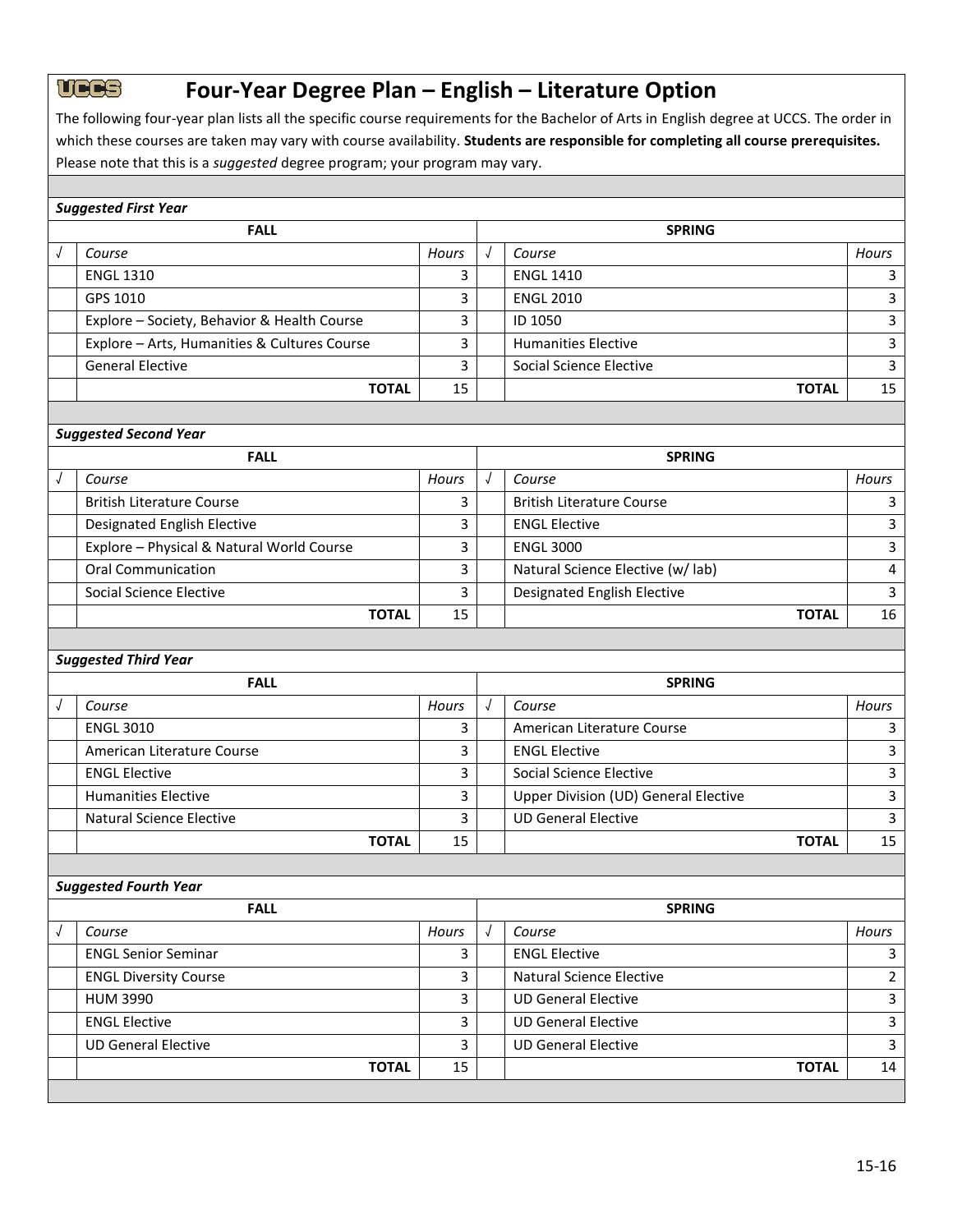# Four-Year Degree Plan – English – Literature Option

The following four-year plan lists all the specific course requirements for the Bachelor of Arts in English degree at UCCS. The order in which these courses are taken may vary with course availability. **Students are responsible for completing all course prerequisites.** Please note that this is a *suggested* degree program; your program may vary.

### *Suggested First Year*

| FALL | | | SPRING | | |
|---|---|---|---|---|---|
| √ | *Course* | *Hours* | √ | *Course* | *Hours* |
| | ENGL 1310 | 3 | | ENGL 1410 | 3 |
| | GPS 1010 | 3 | | ENGL 2010 | 3 |
| | Explore – Society, Behavior & Health Course | 3 | | ID 1050 | 3 |
| | Explore – Arts, Humanities & Cultures Course | 3 | | Humanities Elective | 3 |
| | General Elective | 3 | | Social Science Elective | 3 |
| | **TOTAL** | 15 | | **TOTAL** | 15 |

### *Suggested Second Year*

| FALL | | | SPRING | | |
|---|---|---|---|---|---|
| √ | *Course* | *Hours* | √ | *Course* | *Hours* |
| | British Literature Course | 3 | | British Literature Course | 3 |
| | Designated English Elective | 3 | | ENGL Elective | 3 |
| | Explore – Physical & Natural World Course | 3 | | ENGL 3000 | 3 |
| | Oral Communication | 3 | | Natural Science Elective (w/ lab) | 4 |
| | Social Science Elective | 3 | | Designated English Elective | 3 |
| | **TOTAL** | 15 | | **TOTAL** | 16 |

### *Suggested Third Year*

| FALL | | | SPRING | | |
|---|---|---|---|---|---|
| √ | *Course* | *Hours* | √ | *Course* | *Hours* |
| | ENGL 3010 | 3 | | American Literature Course | 3 |
| | American Literature Course | 3 | | ENGL Elective | 3 |
| | ENGL Elective | 3 | | Social Science Elective | 3 |
| | Humanities Elective | 3 | | Upper Division (UD) General Elective | 3 |
| | Natural Science Elective | 3 | | UD General Elective | 3 |
| | **TOTAL** | 15 | | **TOTAL** | 15 |

### *Suggested Fourth Year*

| FALL | | | SPRING | | |
|---|---|---|---|---|---|
| √ | *Course* | *Hours* | √ | *Course* | *Hours* |
| | ENGL Senior Seminar | 3 | | ENGL Elective | 3 |
| | ENGL Diversity Course | 3 | | Natural Science Elective | 2 |
| | HUM 3990 | 3 | | UD General Elective | 3 |
| | ENGL Elective | 3 | | UD General Elective | 3 |
| | UD General Elective | 3 | | UD General Elective | 3 |
| | **TOTAL** | 15 | | **TOTAL** | 14 |

15-16